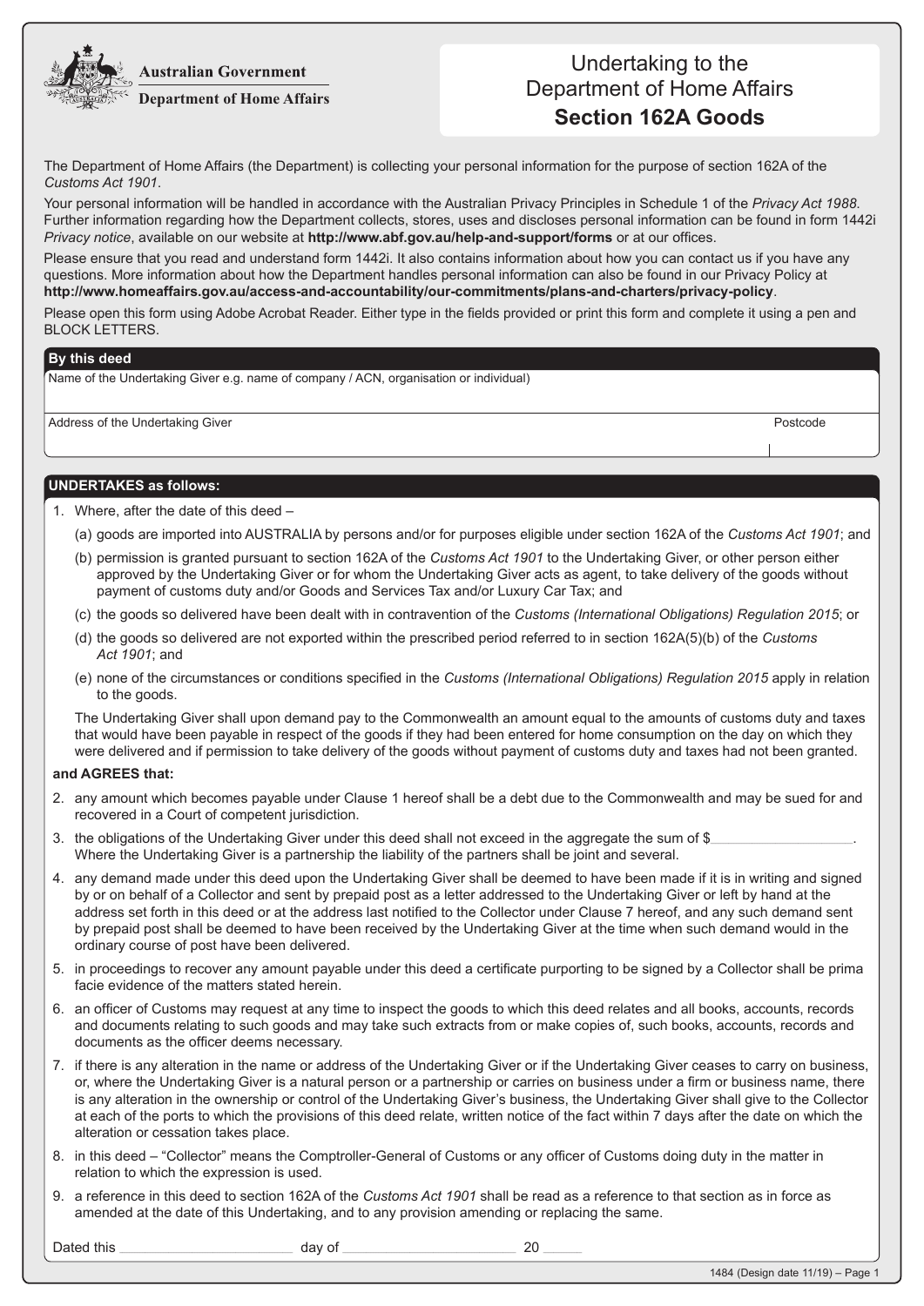**Australian Government**

**Department of Home Affairs**

# Undertaking to the Department of Home Affairs **Section 162A Goods**

The Department of Home Affairs (the Department) is collecting your personal information for the purpose of section 162A of the *Customs Act 1901*.

Your personal information will be handled in accordance with the Australian Privacy Principles in Schedule 1 of the *Privacy Act 1988*. Further information regarding how the Department collects, stores, uses and discloses personal information can be found in form 1442i *Privacy notice*, available on our website at **http://www.abf.gov.au/help-and-support/forms** or at our offices.

Please ensure that you read and understand form 1442i. It also contains information about how you can contact us if you have any questions. More information about how the Department handles personal information can also be found in our Privacy Policy at **http://www.homeaffairs.gov.au/access-and-accountability/our-commitments/plans-and-charters/privacy-policy**.

Please open this form using Adobe Acrobat Reader. Either type in the fields provided or print this form and complete it using a pen and BLOCK LETTERS.

## By this deed

Name of the Undertaking Giver e.g. name of company / ACN, organisation or individual)

Address of the Undertaking Giver

Postcode

## UNDERTAKES as follows:

1. Where, after the date of this deed –

   (a) goods are imported into AUSTRALIA by persons and/or for purposes eligible under section 162A of the *Customs Act 1901*; and

   (b) permission is granted pursuant to section 162A of the *Customs Act 1901* to the Undertaking Giver, or other person either approved by the Undertaking Giver or for whom the Undertaking Giver acts as agent, to take delivery of the goods without payment of customs duty and/or Goods and Services Tax and/or Luxury Car Tax; and

   (c) the goods so delivered have been dealt with in contravention of the *Customs (International Obligations) Regulation 2015*; or

   (d) the goods so delivered are not exported within the prescribed period referred to in section 162A(5)(b) of the *Customs Act 1901*; and

   (e) none of the circumstances or conditions specified in the *Customs (International Obligations) Regulation 2015* apply in relation to the goods.

   The Undertaking Giver shall upon demand pay to the Commonwealth an amount equal to the amounts of customs duty and taxes that would have been payable in respect of the goods if they had been entered for home consumption on the day on which they were delivered and if permission to take delivery of the goods without payment of customs duty and taxes had not been granted.

**and AGREES that:**

2. any amount which becomes payable under Clause 1 hereof shall be a debt due to the Commonwealth and may be sued for and recovered in a Court of competent jurisdiction.
3. the obligations of the Undertaking Giver under this deed shall not exceed in the aggregate the sum of $__________________. Where the Undertaking Giver is a partnership the liability of the partners shall be joint and several.
4. any demand made under this deed upon the Undertaking Giver shall be deemed to have been made if it is in writing and signed by or on behalf of a Collector and sent by prepaid post as a letter addressed to the Undertaking Giver or left by hand at the address set forth in this deed or at the address last notified to the Collector under Clause 7 hereof, and any such demand sent by prepaid post shall be deemed to have been received by the Undertaking Giver at the time when such demand would in the ordinary course of post have been delivered.
5. in proceedings to recover any amount payable under this deed a certificate purporting to be signed by a Collector shall be prima facie evidence of the matters stated herein.
6. an officer of Customs may request at any time to inspect the goods to which this deed relates and all books, accounts, records and documents relating to such goods and may take such extracts from or make copies of, such books, accounts, records and documents as the officer deems necessary.
7. if there is any alteration in the name or address of the Undertaking Giver or if the Undertaking Giver ceases to carry on business, or, where the Undertaking Giver is a natural person or a partnership or carries on business under a firm or business name, there is any alteration in the ownership or control of the Undertaking Giver's business, the Undertaking Giver shall give to the Collector at each of the ports to which the provisions of this deed relate, written notice of the fact within 7 days after the date on which the alteration or cessation takes place.
8. in this deed – "Collector" means the Comptroller-General of Customs or any officer of Customs doing duty in the matter in relation to which the expression is used.
9. a reference in this deed to section 162A of the *Customs Act 1901* shall be read as a reference to that section as in force as amended at the date of this Undertaking, and to any provision amending or replacing the same.

Dated this ______________________ day of ______________________ 20 _____

1484 (Design date 11/19)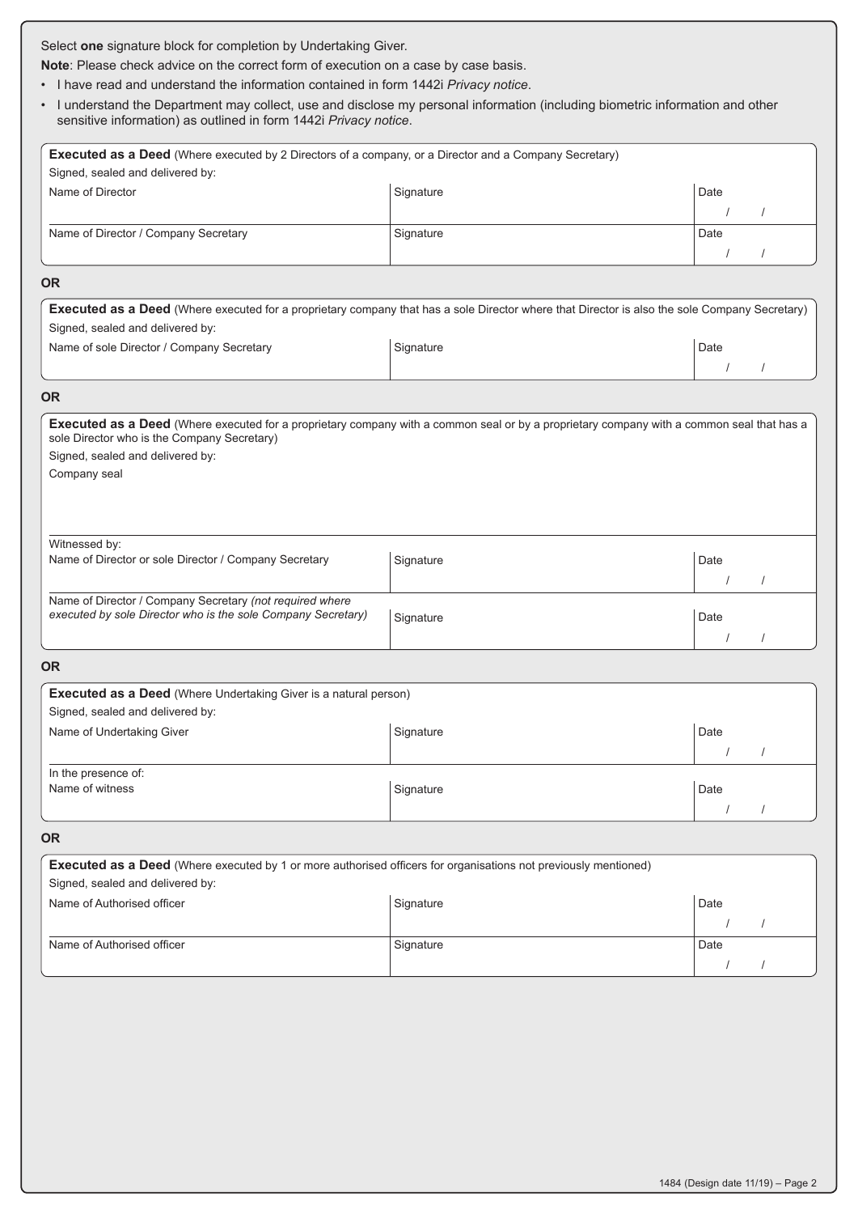Select **one** signature block for completion by Undertaking Giver.

**Note**: Please check advice on the correct form of execution on a case by case basis.

- I have read and understand the information contained in form 1442i *Privacy notice*.
- I understand the Department may collect, use and disclose my personal information (including biometric information and other sensitive information) as outlined in form 1442i *Privacy notice*.

**Executed as a Deed** (Where executed by 2 Directors of a company, or a Director and a Company Secretary)

Signed, sealed and delivered by:

| | | |
|---|---|---|
| Name of Director | Signature | Date / / |
| Name of Director / Company Secretary | Signature | Date / / |

**OR**

**Executed as a Deed** (Where executed for a proprietary company that has a sole Director where that Director is also the sole Company Secretary)

Signed, sealed and delivered by:

| | | |
|---|---|---|
| Name of sole Director / Company Secretary | Signature | Date / / |

**OR**

**Executed as a Deed** (Where executed for a proprietary company with a common seal or by a proprietary company with a common seal that has a sole Director who is the Company Secretary)

Signed, sealed and delivered by:

Company seal

Witnessed by:

| | | |
|---|---|---|
| Name of Director or sole Director / Company Secretary | Signature | Date / / |
| Name of Director / Company Secretary *(not required where executed by sole Director who is the sole Company Secretary)* | Signature | Date / / |

**OR**

**Executed as a Deed** (Where Undertaking Giver is a natural person)

Signed, sealed and delivered by:

| | | |
|---|---|---|
| Name of Undertaking Giver | Signature | Date / / |

In the presence of:

| | | |
|---|---|---|
| Name of witness | Signature | Date / / |

**OR**

**Executed as a Deed** (Where executed by 1 or more authorised officers for organisations not previously mentioned)

Signed, sealed and delivered by:

| | | |
|---|---|---|
| Name of Authorised officer | Signature | Date / / |
| Name of Authorised officer | Signature | Date / / |

1484 (Design date 11/19)